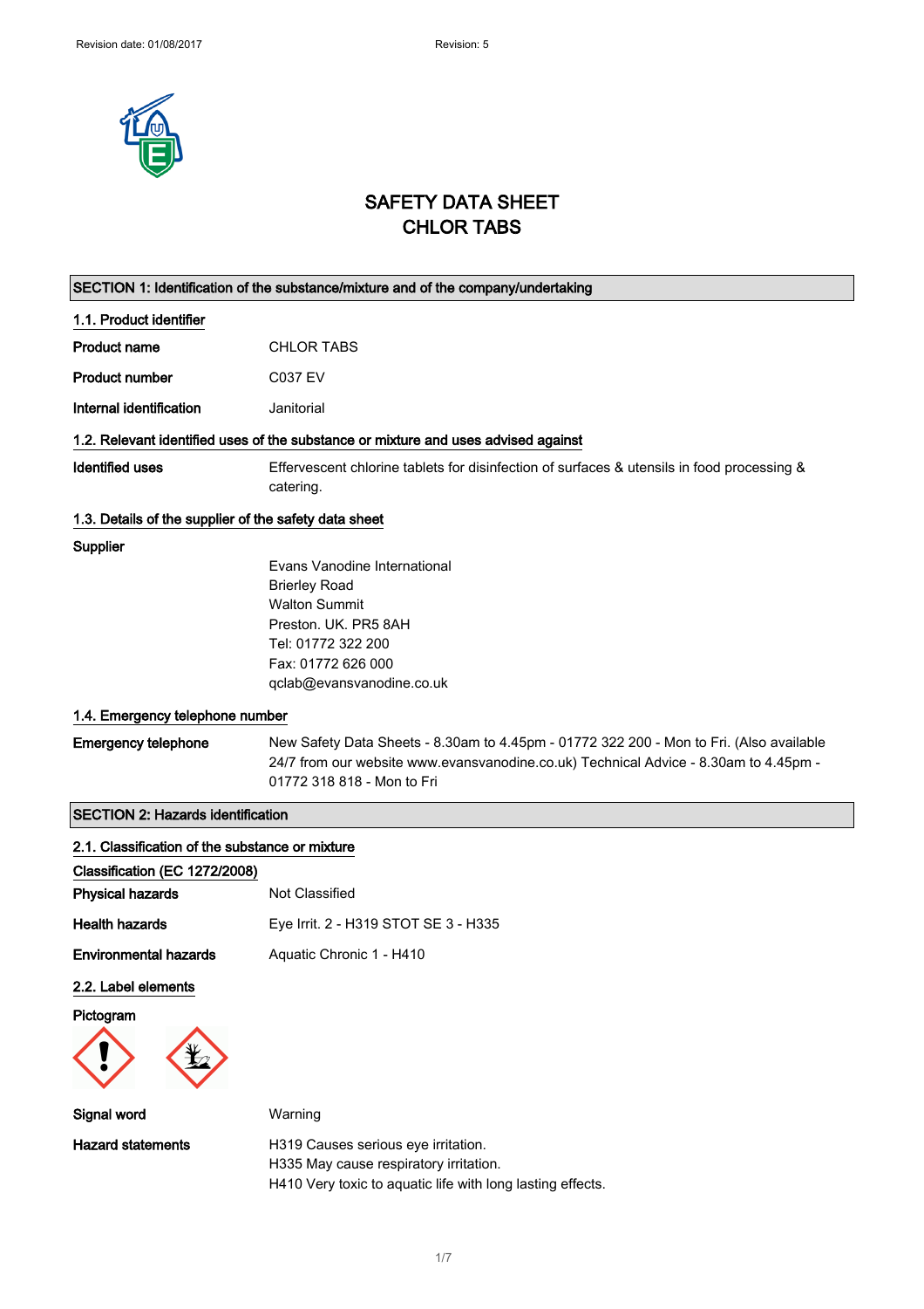# SAFETY DATA SHEET
# CHLOR TABS

## SECTION 1: Identification of the substance/mixture and of the company/undertaking

### 1.1. Product identifier

**Product name** CHLOR TABS

**Product number** C037 EV

**Internal identification** Janitorial

### 1.2. Relevant identified uses of the substance or mixture and uses advised against

**Identified uses** Effervescent chlorine tablets for disinfection of surfaces & utensils in food processing & catering.

### 1.3. Details of the supplier of the safety data sheet

**Supplier**

Evans Vanodine International
Brierley Road
Walton Summit
Preston. UK. PR5 8AH
Tel: 01772 322 200
Fax: 01772 626 000
qclab@evansvanodine.co.uk

### 1.4. Emergency telephone number

**Emergency telephone** New Safety Data Sheets - 8.30am to 4.45pm - 01772 322 200 - Mon to Fri. (Also available 24/7 from our website www.evansvanodine.co.uk) Technical Advice - 8.30am to 4.45pm - 01772 318 818 - Mon to Fri

## SECTION 2: Hazards identification

### 2.1. Classification of the substance or mixture

**Classification (EC 1272/2008)**

**Physical hazards** Not Classified

**Health hazards** Eye Irrit. 2 - H319 STOT SE 3 - H335

**Environmental hazards** Aquatic Chronic 1 - H410

### 2.2. Label elements

**Pictogram**

**Signal word** Warning

**Hazard statements** H319 Causes serious eye irritation.
H335 May cause respiratory irritation.
H410 Very toxic to aquatic life with long lasting effects.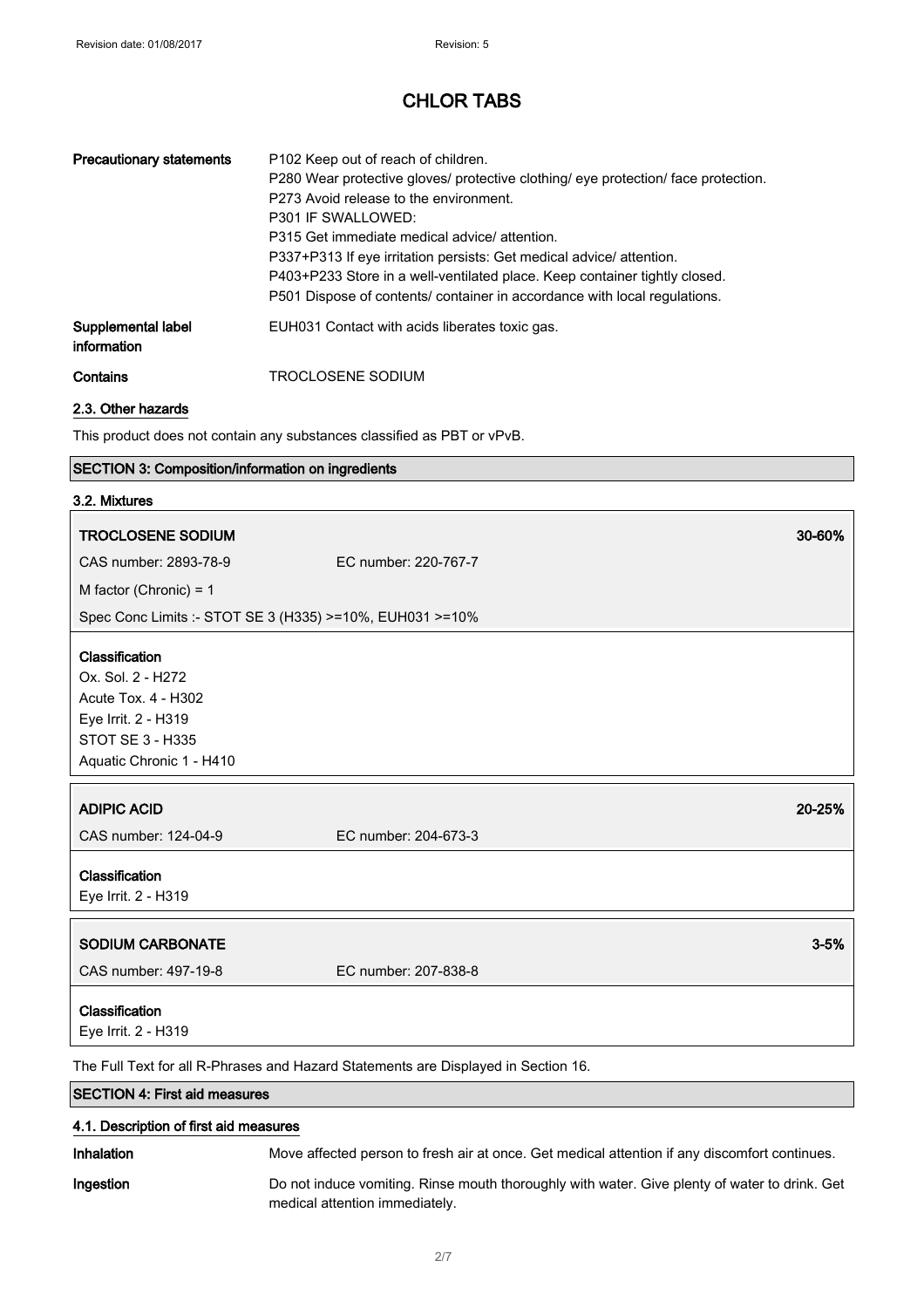# CHLOR TABS

| | |
|---|---|
| **Precautionary statements** | P102 Keep out of reach of children.<br>P280 Wear protective gloves/ protective clothing/ eye protection/ face protection.<br>P273 Avoid release to the environment.<br>P301 IF SWALLOWED:<br>P315 Get immediate medical advice/ attention.<br>P337+P313 If eye irritation persists: Get medical advice/ attention.<br>P403+P233 Store in a well-ventilated place. Keep container tightly closed.<br>P501 Dispose of contents/ container in accordance with local regulations. |
| **Supplemental label information** | EUH031 Contact with acids liberates toxic gas. |
| **Contains** | TROCLOSENE SODIUM |

### 2.3. Other hazards

This product does not contain any substances classified as PBT or vPvB.

## SECTION 3: Composition/information on ingredients

### 3.2. Mixtures

**TROCLOSENE SODIUM** — 30-60%

CAS number: 2893-78-9 EC number: 220-767-7

M factor (Chronic) = 1

Spec Conc Limits :- STOT SE 3 (H335) >=10%, EUH031 >=10%

**Classification**
Ox. Sol. 2 - H272
Acute Tox. 4 - H302
Eye Irrit. 2 - H319
STOT SE 3 - H335
Aquatic Chronic 1 - H410

**ADIPIC ACID** — 20-25%

CAS number: 124-04-9 EC number: 204-673-3

**Classification**
Eye Irrit. 2 - H319

**SODIUM CARBONATE** — 3-5%

CAS number: 497-19-8 EC number: 207-838-8

**Classification**
Eye Irrit. 2 - H319

The Full Text for all R-Phrases and Hazard Statements are Displayed in Section 16.

## SECTION 4: First aid measures

### 4.1. Description of first aid measures

| | |
|---|---|
| **Inhalation** | Move affected person to fresh air at once. Get medical attention if any discomfort continues. |
| **Ingestion** | Do not induce vomiting. Rinse mouth thoroughly with water. Give plenty of water to drink. Get medical attention immediately. |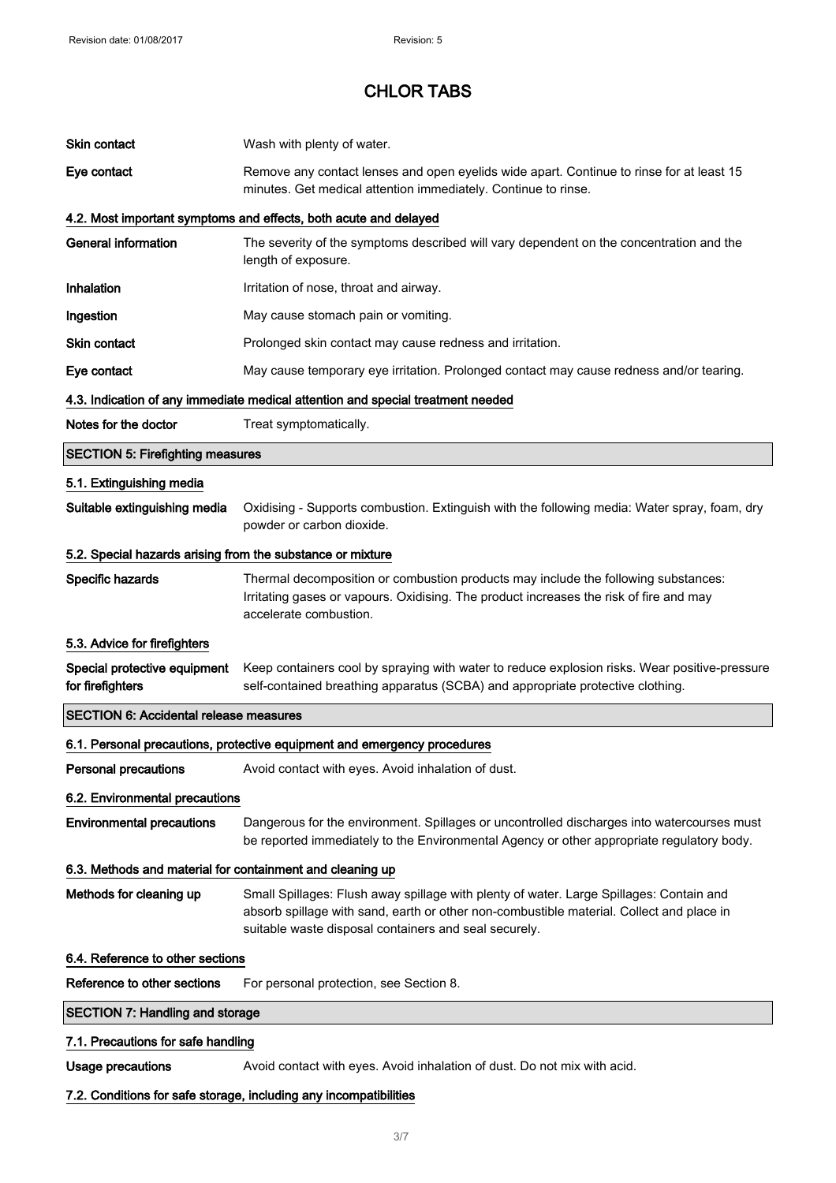# CHLOR TABS

**Skin contact** Wash with plenty of water.

**Eye contact** Remove any contact lenses and open eyelids wide apart. Continue to rinse for at least 15 minutes. Get medical attention immediately. Continue to rinse.

### 4.2. Most important symptoms and effects, both acute and delayed

**General information** The severity of the symptoms described will vary dependent on the concentration and the length of exposure.

**Inhalation** Irritation of nose, throat and airway.

**Ingestion** May cause stomach pain or vomiting.

**Skin contact** Prolonged skin contact may cause redness and irritation.

**Eye contact** May cause temporary eye irritation. Prolonged contact may cause redness and/or tearing.

### 4.3. Indication of any immediate medical attention and special treatment needed

**Notes for the doctor** Treat symptomatically.

## SECTION 5: Firefighting measures

### 5.1. Extinguishing media

**Suitable extinguishing media** Oxidising - Supports combustion. Extinguish with the following media: Water spray, foam, dry powder or carbon dioxide.

### 5.2. Special hazards arising from the substance or mixture

**Specific hazards** Thermal decomposition or combustion products may include the following substances: Irritating gases or vapours. Oxidising. The product increases the risk of fire and may accelerate combustion.

### 5.3. Advice for firefighters

**Special protective equipment for firefighters** Keep containers cool by spraying with water to reduce explosion risks. Wear positive-pressure self-contained breathing apparatus (SCBA) and appropriate protective clothing.

## SECTION 6: Accidental release measures

### 6.1. Personal precautions, protective equipment and emergency procedures

**Personal precautions** Avoid contact with eyes. Avoid inhalation of dust.

### 6.2. Environmental precautions

**Environmental precautions** Dangerous for the environment. Spillages or uncontrolled discharges into watercourses must be reported immediately to the Environmental Agency or other appropriate regulatory body.

### 6.3. Methods and material for containment and cleaning up

**Methods for cleaning up** Small Spillages: Flush away spillage with plenty of water. Large Spillages: Contain and absorb spillage with sand, earth or other non-combustible material. Collect and place in suitable waste disposal containers and seal securely.

### 6.4. Reference to other sections

**Reference to other sections** For personal protection, see Section 8.

## SECTION 7: Handling and storage

### 7.1. Precautions for safe handling

**Usage precautions** Avoid contact with eyes. Avoid inhalation of dust. Do not mix with acid.

### 7.2. Conditions for safe storage, including any incompatibilities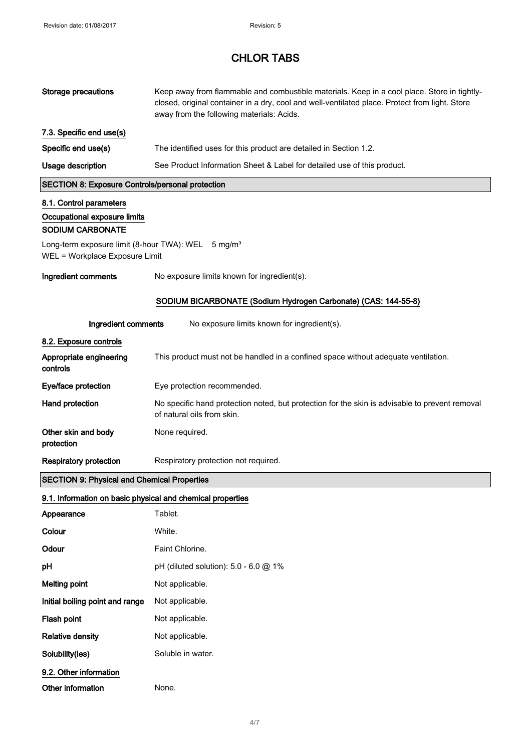# CHLOR TABS

| | |
|---|---|
| **Storage precautions** | Keep away from flammable and combustible materials. Keep in a cool place. Store in tightly-closed, original container in a dry, cool and well-ventilated place. Protect from light. Store away from the following materials: Acids. |

### 7.3. Specific end use(s)

| | |
|---|---|
| **Specific end use(s)** | The identified uses for this product are detailed in Section 1.2. |
| **Usage description** | See Product Information Sheet & Label for detailed use of this product. |

## SECTION 8: Exposure Controls/personal protection

### 8.1. Control parameters

#### Occupational exposure limits

**SODIUM CARBONATE**

Long-term exposure limit (8-hour TWA): WEL 5 mg/m³
WEL = Workplace Exposure Limit

| | |
|---|---|
| **Ingredient comments** | No exposure limits known for ingredient(s). |

**SODIUM BICARBONATE (Sodium Hydrogen Carbonate) (CAS: 144-55-8)**

| | |
|---|---|
| **Ingredient comments** | No exposure limits known for ingredient(s). |

### 8.2. Exposure controls

| | |
|---|---|
| **Appropriate engineering controls** | This product must not be handled in a confined space without adequate ventilation. |
| **Eye/face protection** | Eye protection recommended. |
| **Hand protection** | No specific hand protection noted, but protection for the skin is advisable to prevent removal of natural oils from skin. |
| **Other skin and body protection** | None required. |
| **Respiratory protection** | Respiratory protection not required. |

## SECTION 9: Physical and Chemical Properties

### 9.1. Information on basic physical and chemical properties

| | |
|---|---|
| **Appearance** | Tablet. |
| **Colour** | White. |
| **Odour** | Faint Chlorine. |
| **pH** | pH (diluted solution): 5.0 - 6.0 @ 1% |
| **Melting point** | Not applicable. |
| **Initial boiling point and range** | Not applicable. |
| **Flash point** | Not applicable. |
| **Relative density** | Not applicable. |
| **Solubility(ies)** | Soluble in water. |

### 9.2. Other information

| | |
|---|---|
| **Other information** | None. |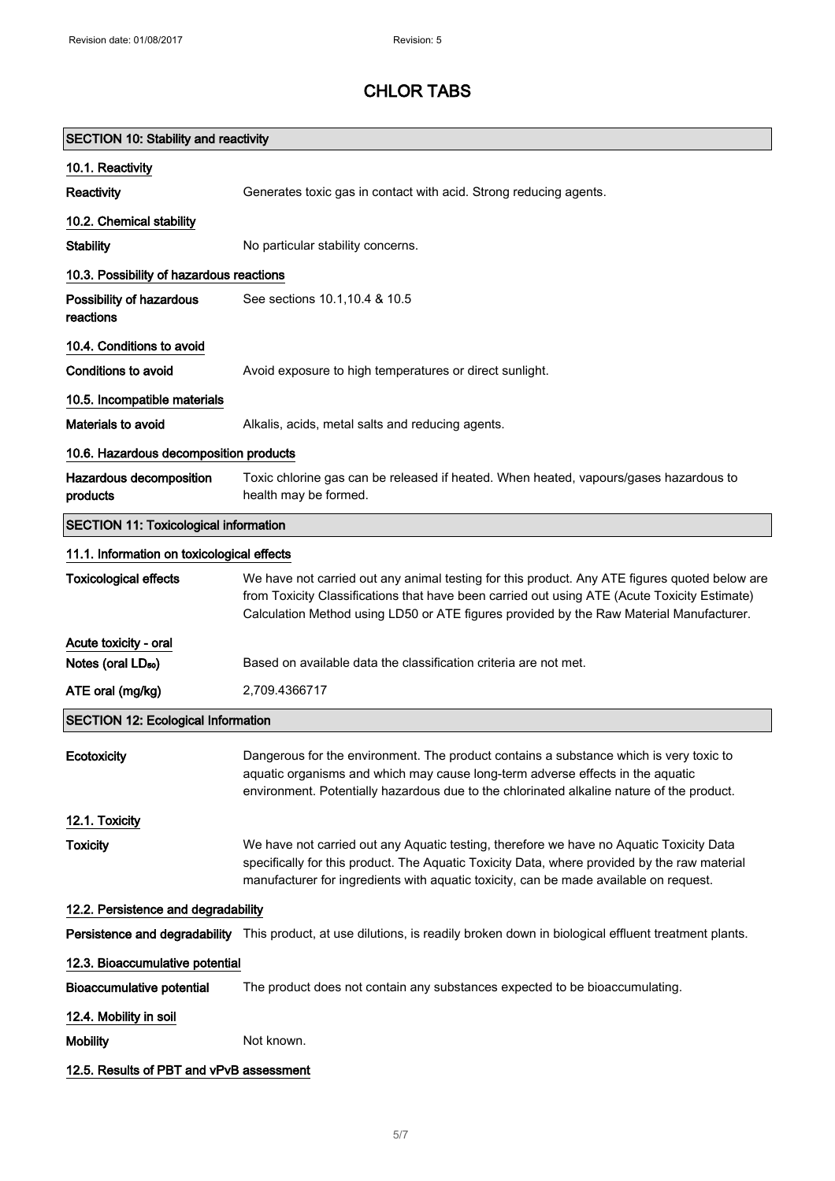# CHLOR TABS

## SECTION 10: Stability and reactivity

### 10.1. Reactivity

**Reactivity** Generates toxic gas in contact with acid. Strong reducing agents.

### 10.2. Chemical stability

**Stability** No particular stability concerns.

### 10.3. Possibility of hazardous reactions

**Possibility of hazardous reactions** See sections 10.1,10.4 & 10.5

### 10.4. Conditions to avoid

**Conditions to avoid** Avoid exposure to high temperatures or direct sunlight.

### 10.5. Incompatible materials

**Materials to avoid** Alkalis, acids, metal salts and reducing agents.

### 10.6. Hazardous decomposition products

**Hazardous decomposition products** Toxic chlorine gas can be released if heated. When heated, vapours/gases hazardous to health may be formed.

## SECTION 11: Toxicological information

### 11.1. Information on toxicological effects

**Toxicological effects** We have not carried out any animal testing for this product. Any ATE figures quoted below are from Toxicity Classifications that have been carried out using ATE (Acute Toxicity Estimate) Calculation Method using LD50 or ATE figures provided by the Raw Material Manufacturer.

**Acute toxicity - oral**

**Notes (oral $LD_{50}$)** Based on available data the classification criteria are not met.

**ATE oral (mg/kg)** 2,709.4366717

## SECTION 12: Ecological Information

**Ecotoxicity** Dangerous for the environment. The product contains a substance which is very toxic to aquatic organisms and which may cause long-term adverse effects in the aquatic environment. Potentially hazardous due to the chlorinated alkaline nature of the product.

### 12.1. Toxicity

**Toxicity** We have not carried out any Aquatic testing, therefore we have no Aquatic Toxicity Data specifically for this product. The Aquatic Toxicity Data, where provided by the raw material manufacturer for ingredients with aquatic toxicity, can be made available on request.

### 12.2. Persistence and degradability

**Persistence and degradability** This product, at use dilutions, is readily broken down in biological effluent treatment plants.

### 12.3. Bioaccumulative potential

**Bioaccumulative potential** The product does not contain any substances expected to be bioaccumulating.

### 12.4. Mobility in soil

**Mobility** Not known.

### 12.5. Results of PBT and vPvB assessment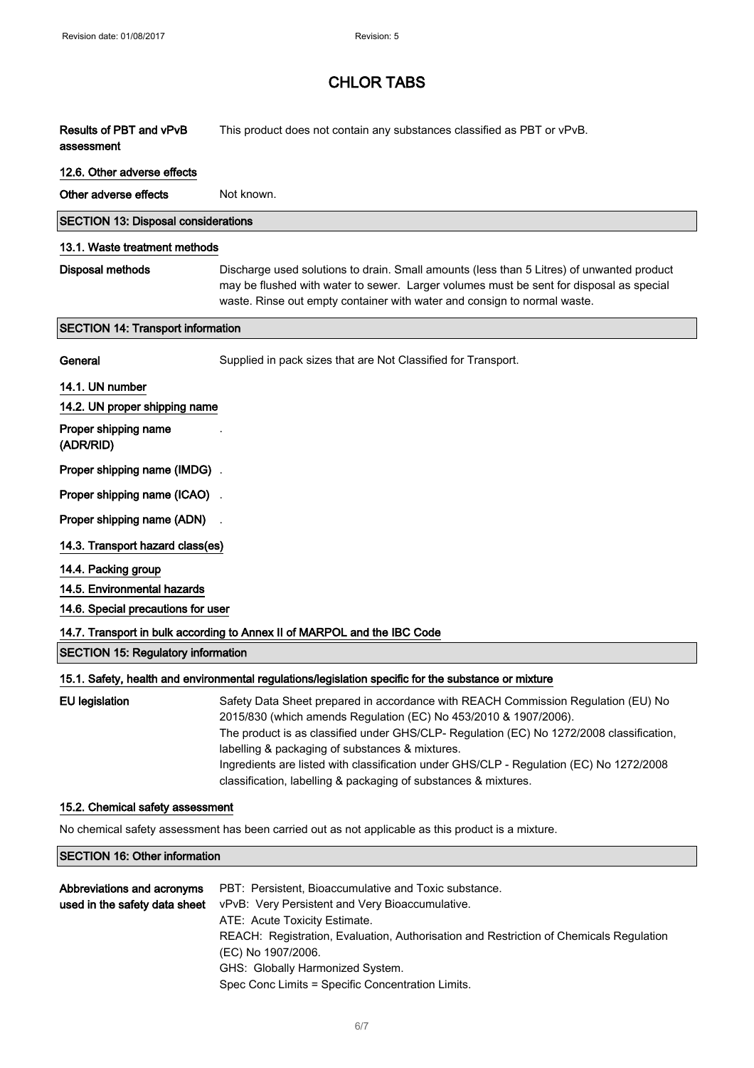**Results of PBT and vPvB assessment** This product does not contain any substances classified as PBT or vPvB.

### 12.6. Other adverse effects

**Other adverse effects** Not known.

## SECTION 13: Disposal considerations

### 13.1. Waste treatment methods

**Disposal methods** Discharge used solutions to drain. Small amounts (less than 5 Litres) of unwanted product may be flushed with water to sewer. Larger volumes must be sent for disposal as special waste. Rinse out empty container with water and consign to normal waste.

## SECTION 14: Transport information

**General** Supplied in pack sizes that are Not Classified for Transport.

### 14.1. UN number

### 14.2. UN proper shipping name

**Proper shipping name (ADR/RID)** .

**Proper shipping name (IMDG)** .

**Proper shipping name (ICAO)** .

**Proper shipping name (ADN)** .

### 14.3. Transport hazard class(es)

### 14.4. Packing group

### 14.5. Environmental hazards

### 14.6. Special precautions for user

### 14.7. Transport in bulk according to Annex II of MARPOL and the IBC Code

## SECTION 15: Regulatory information

### 15.1. Safety, health and environmental regulations/legislation specific for the substance or mixture

**EU legislation** Safety Data Sheet prepared in accordance with REACH Commission Regulation (EU) No 2015/830 (which amends Regulation (EC) No 453/2010 & 1907/2006).
The product is as classified under GHS/CLP- Regulation (EC) No 1272/2008 classification, labelling & packaging of substances & mixtures.
Ingredients are listed with classification under GHS/CLP - Regulation (EC) No 1272/2008 classification, labelling & packaging of substances & mixtures.

### 15.2. Chemical safety assessment

No chemical safety assessment has been carried out as not applicable as this product is a mixture.

## SECTION 16: Other information

**Abbreviations and acronyms used in the safety data sheet**
PBT: Persistent, Bioaccumulative and Toxic substance.
vPvB: Very Persistent and Very Bioaccumulative.
ATE: Acute Toxicity Estimate.
REACH: Registration, Evaluation, Authorisation and Restriction of Chemicals Regulation (EC) No 1907/2006.
GHS: Globally Harmonized System.
Spec Conc Limits = Specific Concentration Limits.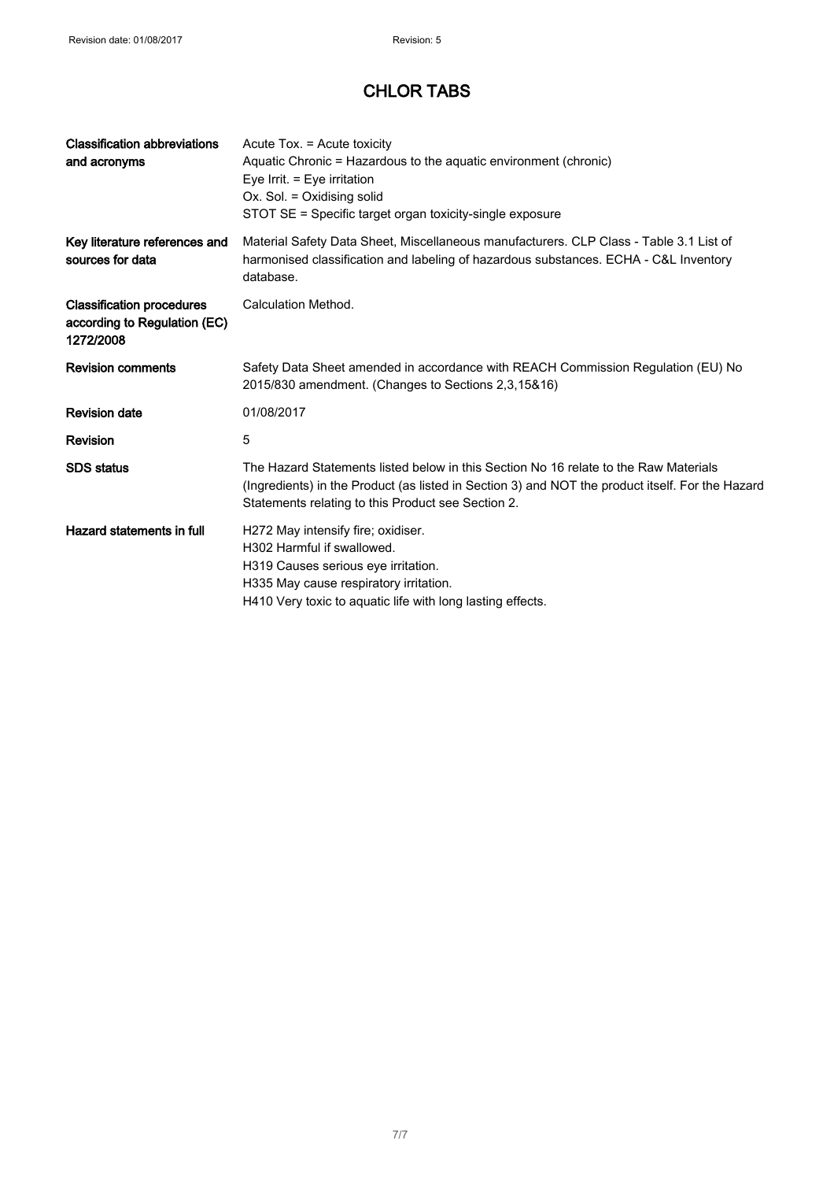# CHLOR TABS

| | |
|---|---|
| **Classification abbreviations and acronyms** | Acute Tox. = Acute toxicity<br>Aquatic Chronic = Hazardous to the aquatic environment (chronic)<br>Eye Irrit. = Eye irritation<br>Ox. Sol. = Oxidising solid<br>STOT SE = Specific target organ toxicity-single exposure |
| **Key literature references and sources for data** | Material Safety Data Sheet, Miscellaneous manufacturers. CLP Class - Table 3.1 List of harmonised classification and labeling of hazardous substances. ECHA - C&L Inventory database. |
| **Classification procedures according to Regulation (EC) 1272/2008** | Calculation Method. |
| **Revision comments** | Safety Data Sheet amended in accordance with REACH Commission Regulation (EU) No 2015/830 amendment. (Changes to Sections 2,3,15&16) |
| **Revision date** | 01/08/2017 |
| **Revision** | 5 |
| **SDS status** | The Hazard Statements listed below in this Section No 16 relate to the Raw Materials (Ingredients) in the Product (as listed in Section 3) and NOT the product itself. For the Hazard Statements relating to this Product see Section 2. |
| **Hazard statements in full** | H272 May intensify fire; oxidiser.<br>H302 Harmful if swallowed.<br>H319 Causes serious eye irritation.<br>H335 May cause respiratory irritation.<br>H410 Very toxic to aquatic life with long lasting effects. |